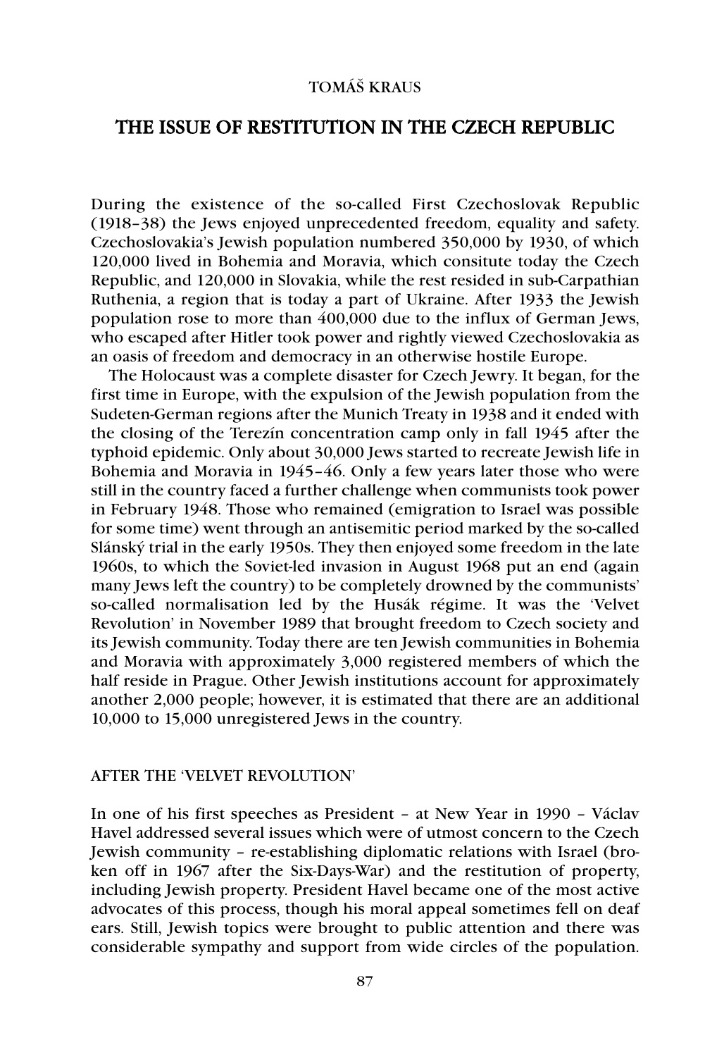TOMÁŠ KRAUS

# THE ISSUE OF RESTITUTION IN THE CZECH REPUBLIC

During the existence of the so-called First Czechoslovak Republic (1918–38) the Jews enjoyed unprecedented freedom, equality and safety. Czechoslovakia's Jewish population numbered 350,000 by 1930, of which 120,000 lived in Bohemia and Moravia, which consitute today the Czech Republic, and 120,000 in Slovakia, while the rest resided in sub-Carpathian Ruthenia, a region that is today a part of Ukraine. After 1933 the Jewish population rose to more than 400,000 due to the influx of German Jews, who escaped after Hitler took power and rightly viewed Czechoslovakia as an oasis of freedom and democracy in an otherwise hostile Europe.

The Holocaust was a complete disaster for Czech Jewry. It began, for the first time in Europe, with the expulsion of the Jewish population from the Sudeten-German regions after the Munich Treaty in 1938 and it ended with the closing of the Terezín concentration camp only in fall 1945 after the typhoid epidemic. Only about 30,000 Jews started to recreate Jewish life in Bohemia and Moravia in 1945–46. Only a few years later those who were still in the country faced a further challenge when communists took power in February 1948. Those who remained (emigration to Israel was possible for some time) went through an antisemitic period marked by the so-called Slánský trial in the early 1950s. They then enjoyed some freedom in the late 1960s, to which the Soviet-led invasion in August 1968 put an end (again many Jews left the country) to be completely drowned by the communists' so-called normalisation led by the Husák régime. It was the 'Velvet Revolution' in November 1989 that brought freedom to Czech society and its Jewish community. Today there are ten Jewish communities in Bohemia and Moravia with approximately 3,000 registered members of which the half reside in Prague. Other Jewish institutions account for approximately another 2,000 people; however, it is estimated that there are an additional 10,000 to 15,000 unregistered Jews in the country.

## AFTER THE 'VELVET REVOLUTION'

In one of his first speeches as President – at New Year in 1990 – Václav Havel addressed several issues which were of utmost concern to the Czech Jewish community – re-establishing diplomatic relations with Israel (broken off in 1967 after the Six-Days-War) and the restitution of property, including Jewish property. President Havel became one of the most active advocates of this process, though his moral appeal sometimes fell on deaf ears. Still, Jewish topics were brought to public attention and there was considerable sympathy and support from wide circles of the population.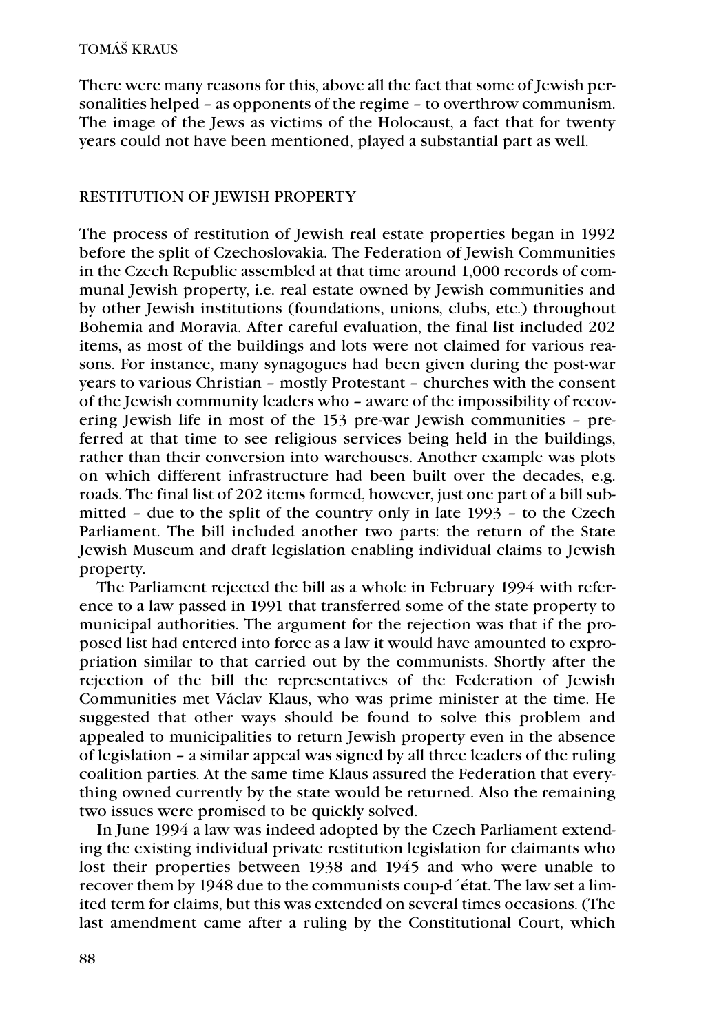There were many reasons for this, above all the fact that some of Jewish personalities helped – as opponents of the regime – to overthrow communism. The image of the Jews as victims of the Holocaust, a fact that for twenty years could not have been mentioned, played a substantial part as well.

## RESTITUTION OF JEWISH PROPERTY

The process of restitution of Jewish real estate properties began in 1992 before the split of Czechoslovakia. The Federation of Jewish Communities in the Czech Republic assembled at that time around 1,000 records of communal Jewish property, i.e. real estate owned by Jewish communities and by other Jewish institutions (foundations, unions, clubs, etc.) throughout Bohemia and Moravia. After careful evaluation, the final list included 202 items, as most of the buildings and lots were not claimed for various reasons. For instance, many synagogues had been given during the post-war years to various Christian – mostly Protestant – churches with the consent of the Jewish community leaders who – aware of the impossibility of recovering Jewish life in most of the 153 pre-war Jewish communities – preferred at that time to see religious services being held in the buildings, rather than their conversion into warehouses. Another example was plots on which different infrastructure had been built over the decades, e.g. roads. The final list of 202 items formed, however, just one part of a bill submitted – due to the split of the country only in late 1993 – to the Czech Parliament. The bill included another two parts: the return of the State Jewish Museum and draft legislation enabling individual claims to Jewish property.

The Parliament rejected the bill as a whole in February 1994 with reference to a law passed in 1991 that transferred some of the state property to municipal authorities. The argument for the rejection was that if the proposed list had entered into force as a law it would have amounted to expropriation similar to that carried out by the communists. Shortly after the rejection of the bill the representatives of the Federation of Jewish Communities met Václav Klaus, who was prime minister at the time. He suggested that other ways should be found to solve this problem and appealed to municipalities to return Jewish property even in the absence of legislation – a similar appeal was signed by all three leaders of the ruling coalition parties. At the same time Klaus assured the Federation that everything owned currently by the state would be returned. Also the remaining two issues were promised to be quickly solved.

In June 1994 a law was indeed adopted by the Czech Parliament extending the existing individual private restitution legislation for claimants who lost their properties between 1938 and 1945 and who were unable to recover them by 1948 due to the communists coup-d´état. The law set a limited term for claims, but this was extended on several times occasions. (The last amendment came after a ruling by the Constitutional Court, which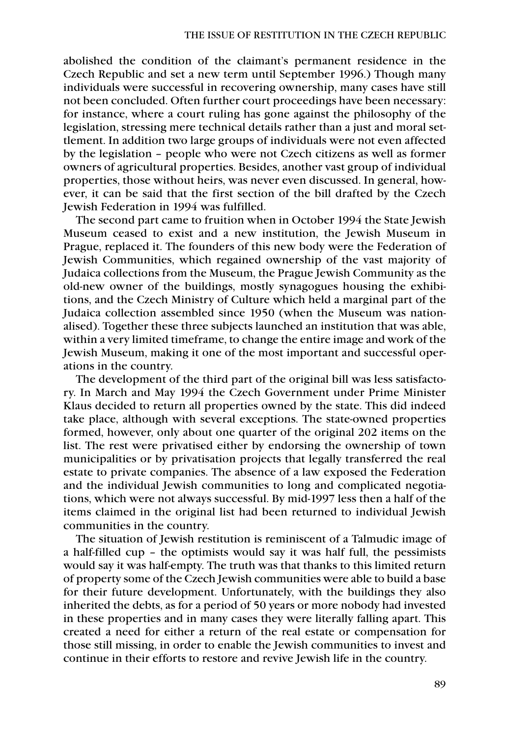abolished the condition of the claimant's permanent residence in the Czech Republic and set a new term until September 1996.) Though many individuals were successful in recovering ownership, many cases have still not been concluded. Often further court proceedings have been necessary: for instance, where a court ruling has gone against the philosophy of the legislation, stressing mere technical details rather than a just and moral settlement. In addition two large groups of individuals were not even affected by the legislation – people who were not Czech citizens as well as former owners of agricultural properties. Besides, another vast group of individual properties, those without heirs, was never even discussed. In general, however, it can be said that the first section of the bill drafted by the Czech Jewish Federation in 1994 was fulfilled.

The second part came to fruition when in October 1994 the State Jewish Museum ceased to exist and a new institution, the Jewish Museum in Prague, replaced it. The founders of this new body were the Federation of Jewish Communities, which regained ownership of the vast majority of Judaica collections from the Museum, the Prague Jewish Community as the old-new owner of the buildings, mostly synagogues housing the exhibitions, and the Czech Ministry of Culture which held a marginal part of the Judaica collection assembled since 1950 (when the Museum was nationalised). Together these three subjects launched an institution that was able, within a very limited timeframe, to change the entire image and work of the Jewish Museum, making it one of the most important and successful operations in the country.

The development of the third part of the original bill was less satisfactory. In March and May 1994 the Czech Government under Prime Minister Klaus decided to return all properties owned by the state. This did indeed take place, although with several exceptions. The state-owned properties formed, however, only about one quarter of the original 202 items on the list. The rest were privatised either by endorsing the ownership of town municipalities or by privatisation projects that legally transferred the real estate to private companies. The absence of a law exposed the Federation and the individual Jewish communities to long and complicated negotiations, which were not always successful. By mid-1997 less then a half of the items claimed in the original list had been returned to individual Jewish communities in the country.

The situation of Jewish restitution is reminiscent of a Talmudic image of a half-filled cup – the optimists would say it was half full, the pessimists would say it was half-empty. The truth was that thanks to this limited return of property some of the Czech Jewish communities were able to build a base for their future development. Unfortunately, with the buildings they also inherited the debts, as for a period of 50 years or more nobody had invested in these properties and in many cases they were literally falling apart. This created a need for either a return of the real estate or compensation for those still missing, in order to enable the Jewish communities to invest and continue in their efforts to restore and revive Jewish life in the country.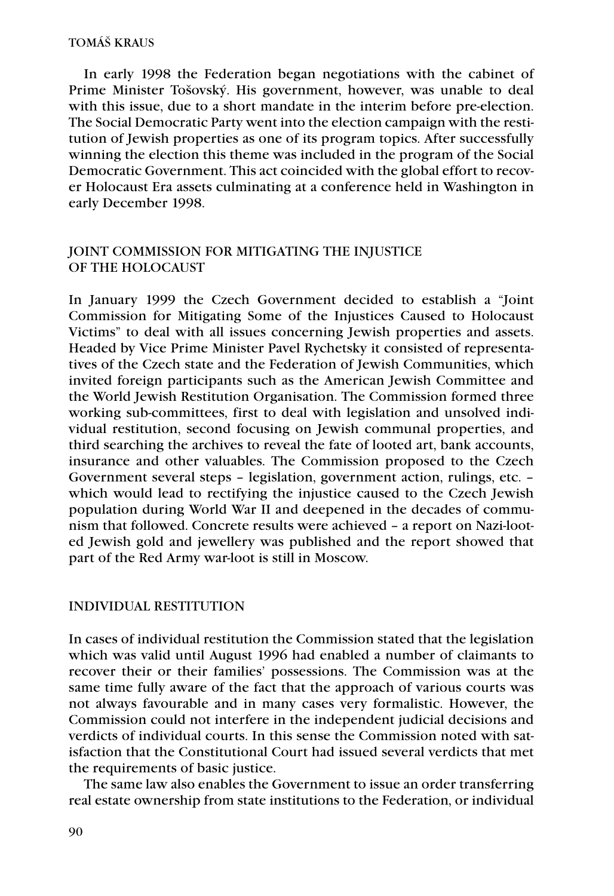In early 1998 the Federation began negotiations with the cabinet of Prime Minister Tošovský. His government, however, was unable to deal with this issue, due to a short mandate in the interim before pre-election. The Social Democratic Party went into the election campaign with the restitution of Jewish properties as one of its program topics. After successfully winning the election this theme was included in the program of the Social Democratic Government. This act coincided with the global effort to recover Holocaust Era assets culminating at a conference held in Washington in early December 1998.

## JOINT COMMISSION FOR MITIGATING THE INJUSTICE OF THE HOLOCAUST

In January 1999 the Czech Government decided to establish a "Joint Commission for Mitigating Some of the Injustices Caused to Holocaust Victims" to deal with all issues concerning Jewish properties and assets. Headed by Vice Prime Minister Pavel Rychetsky it consisted of representatives of the Czech state and the Federation of Jewish Communities, which invited foreign participants such as the American Jewish Committee and the World Jewish Restitution Organisation. The Commission formed three working sub-committees, first to deal with legislation and unsolved individual restitution, second focusing on Jewish communal properties, and third searching the archives to reveal the fate of looted art, bank accounts, insurance and other valuables. The Commission proposed to the Czech Government several steps – legislation, government action, rulings, etc. – which would lead to rectifying the injustice caused to the Czech Jewish population during World War II and deepened in the decades of communism that followed. Concrete results were achieved – a report on Nazi-looted Jewish gold and jewellery was published and the report showed that part of the Red Army war-loot is still in Moscow.

## INDIVIDUAL RESTITUTION

In cases of individual restitution the Commission stated that the legislation which was valid until August 1996 had enabled a number of claimants to recover their or their families' possessions. The Commission was at the same time fully aware of the fact that the approach of various courts was not always favourable and in many cases very formalistic. However, the Commission could not interfere in the independent judicial decisions and verdicts of individual courts. In this sense the Commission noted with satisfaction that the Constitutional Court had issued several verdicts that met the requirements of basic justice.

The same law also enables the Government to issue an order transferring real estate ownership from state institutions to the Federation, or individual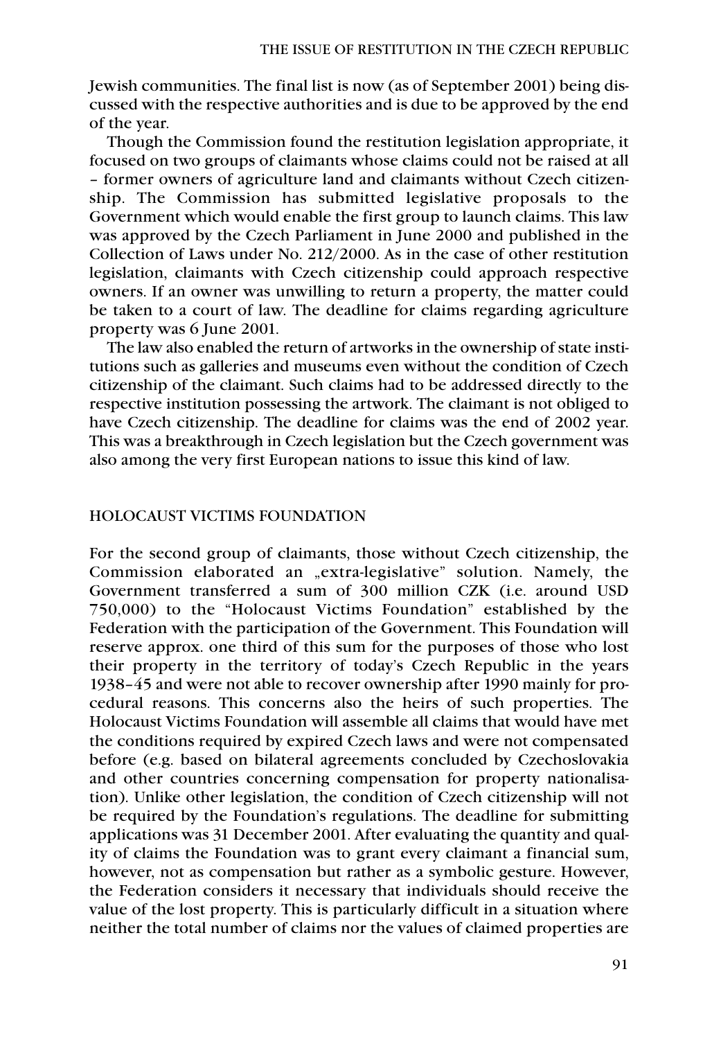Jewish communities. The final list is now (as of September 2001) being discussed with the respective authorities and is due to be approved by the end of the year.

Though the Commission found the restitution legislation appropriate, it focused on two groups of claimants whose claims could not be raised at all – former owners of agriculture land and claimants without Czech citizenship. The Commission has submitted legislative proposals to the Government which would enable the first group to launch claims. This law was approved by the Czech Parliament in June 2000 and published in the Collection of Laws under No. 212/2000. As in the case of other restitution legislation, claimants with Czech citizenship could approach respective owners. If an owner was unwilling to return a property, the matter could be taken to a court of law. The deadline for claims regarding agriculture property was 6 June 2001.

The law also enabled the return of artworks in the ownership of state institutions such as galleries and museums even without the condition of Czech citizenship of the claimant. Such claims had to be addressed directly to the respective institution possessing the artwork. The claimant is not obliged to have Czech citizenship. The deadline for claims was the end of 2002 year. This was a breakthrough in Czech legislation but the Czech government was also among the very first European nations to issue this kind of law.

## HOLOCAUST VICTIMS FOUNDATION

For the second group of claimants, those without Czech citizenship, the Commission elaborated an „extra-legislative" solution. Namely, the Government transferred a sum of 300 million CZK (i.e. around USD 750,000) to the "Holocaust Victims Foundation" established by the Federation with the participation of the Government. This Foundation will reserve approx. one third of this sum for the purposes of those who lost their property in the territory of today's Czech Republic in the years 1938–45 and were not able to recover ownership after 1990 mainly for procedural reasons. This concerns also the heirs of such properties. The Holocaust Victims Foundation will assemble all claims that would have met the conditions required by expired Czech laws and were not compensated before (e.g. based on bilateral agreements concluded by Czechoslovakia and other countries concerning compensation for property nationalisation). Unlike other legislation, the condition of Czech citizenship will not be required by the Foundation's regulations. The deadline for submitting applications was 31 December 2001. After evaluating the quantity and quality of claims the Foundation was to grant every claimant a financial sum, however, not as compensation but rather as a symbolic gesture. However, the Federation considers it necessary that individuals should receive the value of the lost property. This is particularly difficult in a situation where neither the total number of claims nor the values of claimed properties are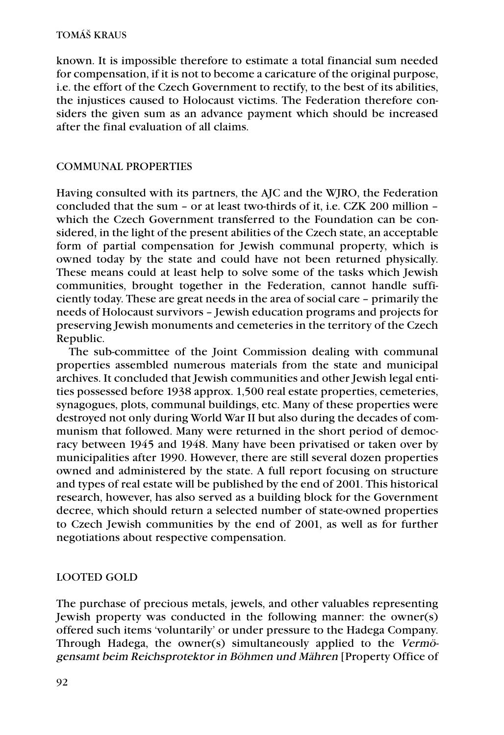known. It is impossible therefore to estimate a total financial sum needed for compensation, if it is not to become a caricature of the original purpose, i.e. the effort of the Czech Government to rectify, to the best of its abilities, the injustices caused to Holocaust victims. The Federation therefore considers the given sum as an advance payment which should be increased after the final evaluation of all claims.

## COMMUNAL PROPERTIES

Having consulted with its partners, the AJC and the WJRO, the Federation concluded that the sum – or at least two-thirds of it, i.e. CZK 200 million – which the Czech Government transferred to the Foundation can be considered, in the light of the present abilities of the Czech state, an acceptable form of partial compensation for Jewish communal property, which is owned today by the state and could have not been returned physically. These means could at least help to solve some of the tasks which Jewish communities, brought together in the Federation, cannot handle sufficiently today. These are great needs in the area of social care – primarily the needs of Holocaust survivors – Jewish education programs and projects for preserving Jewish monuments and cemeteries in the territory of the Czech Republic.

The sub-committee of the Joint Commission dealing with communal properties assembled numerous materials from the state and municipal archives. It concluded that Jewish communities and other Jewish legal entities possessed before 1938 approx. 1,500 real estate properties, cemeteries, synagogues, plots, communal buildings, etc. Many of these properties were destroyed not only during World War II but also during the decades of communism that followed. Many were returned in the short period of democracy between 1945 and 1948. Many have been privatised or taken over by municipalities after 1990. However, there are still several dozen properties owned and administered by the state. A full report focusing on structure and types of real estate will be published by the end of 2001. This historical research, however, has also served as a building block for the Government decree, which should return a selected number of state-owned properties to Czech Jewish communities by the end of 2001, as well as for further negotiations about respective compensation.

## LOOTED GOLD

The purchase of precious metals, jewels, and other valuables representing Jewish property was conducted in the following manner: the owner(s) offered such items 'voluntarily' or under pressure to the Hadega Company. Through Hadega, the owner(s) simultaneously applied to the *Vermögensamt beim Reichsprotektor in Böhmen und Mähren* [Property Office of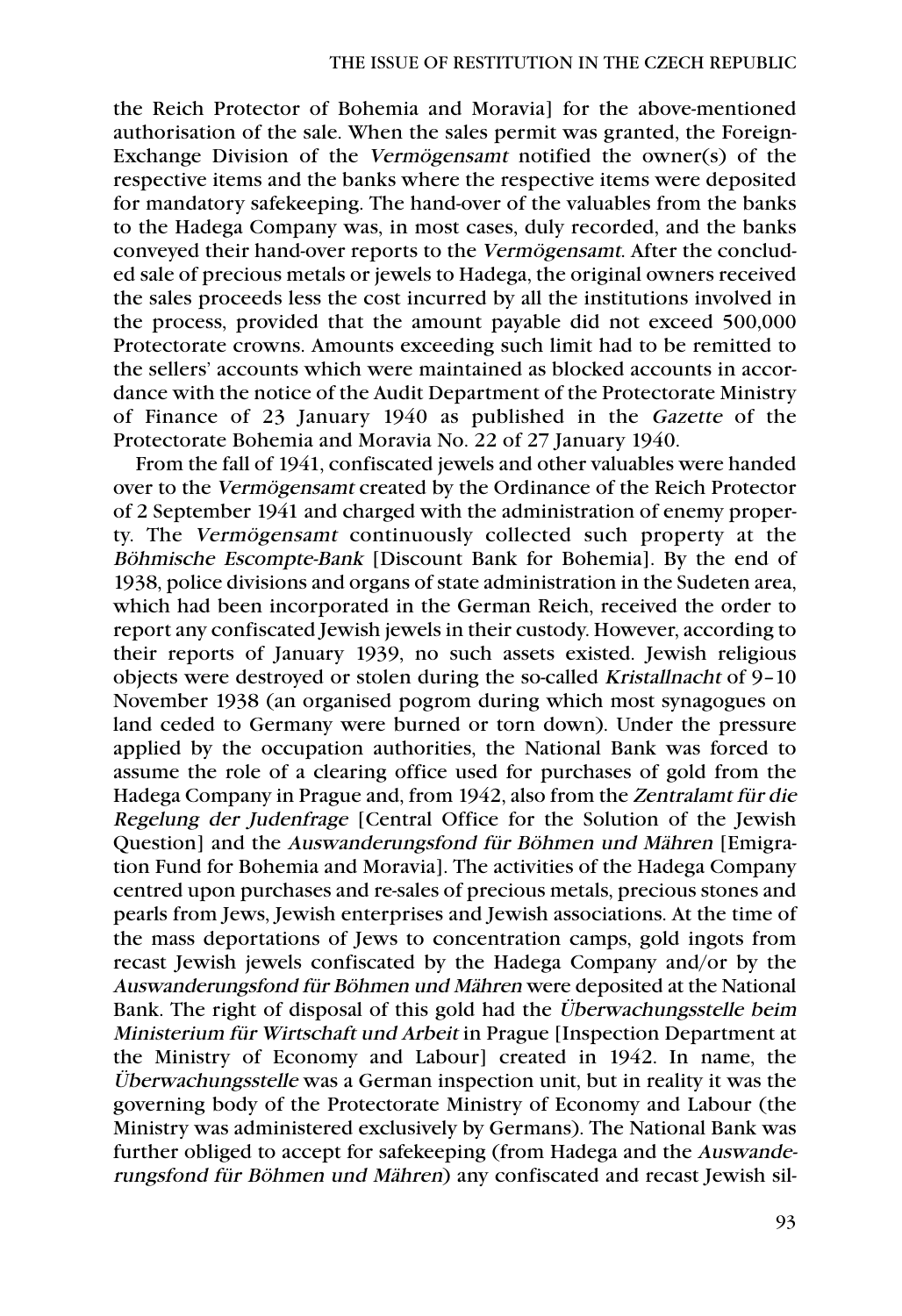the Reich Protector of Bohemia and Moravia] for the above-mentioned authorisation of the sale. When the sales permit was granted, the Foreign-Exchange Division of the *Vermögensamt* notified the owner(s) of the respective items and the banks where the respective items were deposited for mandatory safekeeping. The hand-over of the valuables from the banks to the Hadega Company was, in most cases, duly recorded, and the banks conveyed their hand-over reports to the *Vermögensamt*. After the concluded sale of precious metals or jewels to Hadega, the original owners received the sales proceeds less the cost incurred by all the institutions involved in the process, provided that the amount payable did not exceed 500,000 Protectorate crowns. Amounts exceeding such limit had to be remitted to the sellers' accounts which were maintained as blocked accounts in accordance with the notice of the Audit Department of the Protectorate Ministry of Finance of 23 January 1940 as published in the *Gazette* of the Protectorate Bohemia and Moravia No. 22 of 27 January 1940.

From the fall of 1941, confiscated jewels and other valuables were handed over to the *Vermögensamt* created by the Ordinance of the Reich Protector of 2 September 1941 and charged with the administration of enemy property. The *Vermögensamt* continuously collected such property at the *Böhmische Escompte-Bank* [Discount Bank for Bohemia]. By the end of 1938, police divisions and organs of state administration in the Sudeten area, which had been incorporated in the German Reich, received the order to report any confiscated Jewish jewels in their custody. However, according to their reports of January 1939, no such assets existed. Jewish religious objects were destroyed or stolen during the so-called *Kristallnacht* of 9–10 November 1938 (an organised pogrom during which most synagogues on land ceded to Germany were burned or torn down). Under the pressure applied by the occupation authorities, the National Bank was forced to assume the role of a clearing office used for purchases of gold from the Hadega Company in Prague and, from 1942, also from the *Zentralamt für die Regelung der Judenfrage* [Central Office for the Solution of the Jewish Question] and the *Auswanderungsfond für Böhmen und Mähren* [Emigration Fund for Bohemia and Moravia]. The activities of the Hadega Company centred upon purchases and re-sales of precious metals, precious stones and pearls from Jews, Jewish enterprises and Jewish associations. At the time of the mass deportations of Jews to concentration camps, gold ingots from recast Jewish jewels confiscated by the Hadega Company and/or by the *Auswanderungsfond für Böhmen und Mähren* were deposited at the National Bank. The right of disposal of this gold had the *Überwachungsstelle beim Ministerium für Wirtschaft und Arbeit* in Prague [Inspection Department at the Ministry of Economy and Labour] created in 1942. In name, the *Überwachungsstelle* was a German inspection unit, but in reality it was the governing body of the Protectorate Ministry of Economy and Labour (the Ministry was administered exclusively by Germans). The National Bank was further obliged to accept for safekeeping (from Hadega and the *Auswanderungsfond für Böhmen und Mähren*) any confiscated and recast Jewish sil-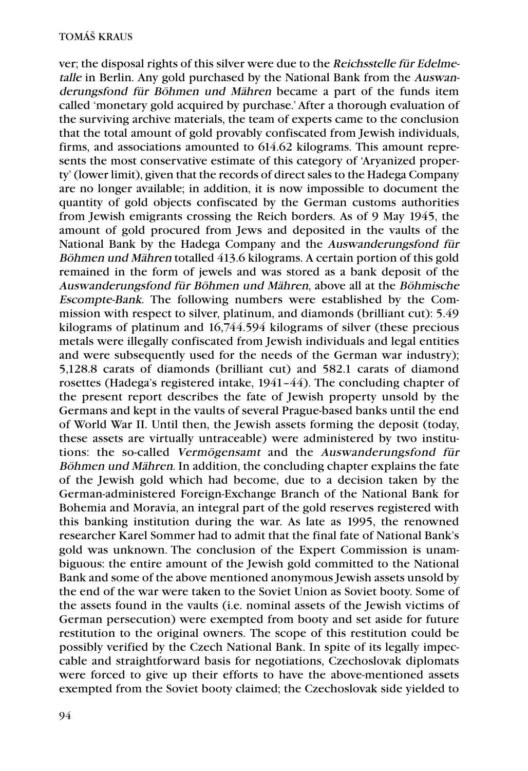ver; the disposal rights of this silver were due to the *Reichsstelle für Edelmetalle* in Berlin. Any gold purchased by the National Bank from the *Auswanderungsfond für Böhmen und Mähren* became a part of the funds item called 'monetary gold acquired by purchase.' After a thorough evaluation of the surviving archive materials, the team of experts came to the conclusion that the total amount of gold provably confiscated from Jewish individuals, firms, and associations amounted to 614.62 kilograms. This amount represents the most conservative estimate of this category of 'Aryanized property' (lower limit), given that the records of direct sales to the Hadega Company are no longer available; in addition, it is now impossible to document the quantity of gold objects confiscated by the German customs authorities from Jewish emigrants crossing the Reich borders. As of 9 May 1945, the amount of gold procured from Jews and deposited in the vaults of the National Bank by the Hadega Company and the *Auswanderungsfond für Böhmen und Mähren* totalled 413.6 kilograms. A certain portion of this gold remained in the form of jewels and was stored as a bank deposit of the *Auswanderungsfond für Böhmen und Mähren*, above all at the *Böhmische Escompte-Bank*. The following numbers were established by the Commission with respect to silver, platinum, and diamonds (brilliant cut): 5.49 kilograms of platinum and 16,744.594 kilograms of silver (these precious metals were illegally confiscated from Jewish individuals and legal entities and were subsequently used for the needs of the German war industry); 5,128.8 carats of diamonds (brilliant cut) and 582.1 carats of diamond rosettes (Hadega's registered intake, 1941–44). The concluding chapter of the present report describes the fate of Jewish property unsold by the Germans and kept in the vaults of several Prague-based banks until the end of World War II. Until then, the Jewish assets forming the deposit (today, these assets are virtually untraceable) were administered by two institutions: the so-called *Vermögensamt* and the *Auswanderungsfond für Böhmen und Mähren*. In addition, the concluding chapter explains the fate of the Jewish gold which had become, due to a decision taken by the German-administered Foreign-Exchange Branch of the National Bank for Bohemia and Moravia, an integral part of the gold reserves registered with this banking institution during the war. As late as 1995, the renowned researcher Karel Sommer had to admit that the final fate of National Bank's gold was unknown. The conclusion of the Expert Commission is unambiguous: the entire amount of the Jewish gold committed to the National Bank and some of the above mentioned anonymous Jewish assets unsold by the end of the war were taken to the Soviet Union as Soviet booty. Some of the assets found in the vaults (i.e. nominal assets of the Jewish victims of German persecution) were exempted from booty and set aside for future restitution to the original owners. The scope of this restitution could be possibly verified by the Czech National Bank. In spite of its legally impeccable and straightforward basis for negotiations, Czechoslovak diplomats were forced to give up their efforts to have the above-mentioned assets exempted from the Soviet booty claimed; the Czechoslovak side yielded to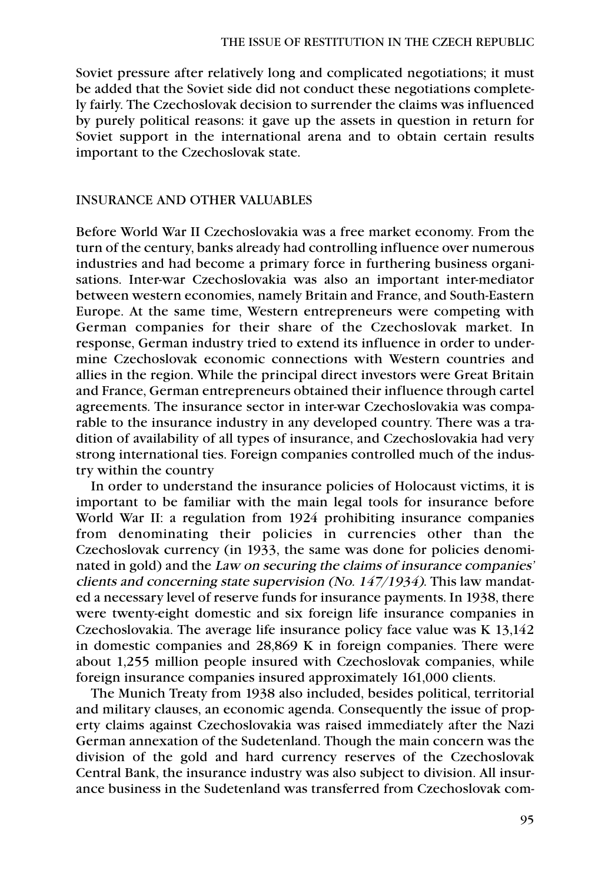Soviet pressure after relatively long and complicated negotiations; it must be added that the Soviet side did not conduct these negotiations completely fairly. The Czechoslovak decision to surrender the claims was influenced by purely political reasons: it gave up the assets in question in return for Soviet support in the international arena and to obtain certain results important to the Czechoslovak state.

## INSURANCE AND OTHER VALUABLES

Before World War II Czechoslovakia was a free market economy. From the turn of the century, banks already had controlling influence over numerous industries and had become a primary force in furthering business organisations. Inter-war Czechoslovakia was also an important inter-mediator between western economies, namely Britain and France, and South-Eastern Europe. At the same time, Western entrepreneurs were competing with German companies for their share of the Czechoslovak market. In response, German industry tried to extend its influence in order to undermine Czechoslovak economic connections with Western countries and allies in the region. While the principal direct investors were Great Britain and France, German entrepreneurs obtained their influence through cartel agreements. The insurance sector in inter-war Czechoslovakia was comparable to the insurance industry in any developed country. There was a tradition of availability of all types of insurance, and Czechoslovakia had very strong international ties. Foreign companies controlled much of the industry within the country

In order to understand the insurance policies of Holocaust victims, it is important to be familiar with the main legal tools for insurance before World War II: a regulation from 1924 prohibiting insurance companies from denominating their policies in currencies other than the Czechoslovak currency (in 1933, the same was done for policies denominated in gold) and the *Law on securing the claims of insurance companies' clients and concerning state supervision (No. 147/1934)*. This law mandated a necessary level of reserve funds for insurance payments. In 1938, there were twenty-eight domestic and six foreign life insurance companies in Czechoslovakia. The average life insurance policy face value was K 13,142 in domestic companies and 28,869 K in foreign companies. There were about 1,255 million people insured with Czechoslovak companies, while foreign insurance companies insured approximately 161,000 clients.

The Munich Treaty from 1938 also included, besides political, territorial and military clauses, an economic agenda. Consequently the issue of property claims against Czechoslovakia was raised immediately after the Nazi German annexation of the Sudetenland. Though the main concern was the division of the gold and hard currency reserves of the Czechoslovak Central Bank, the insurance industry was also subject to division. All insurance business in the Sudetenland was transferred from Czechoslovak com-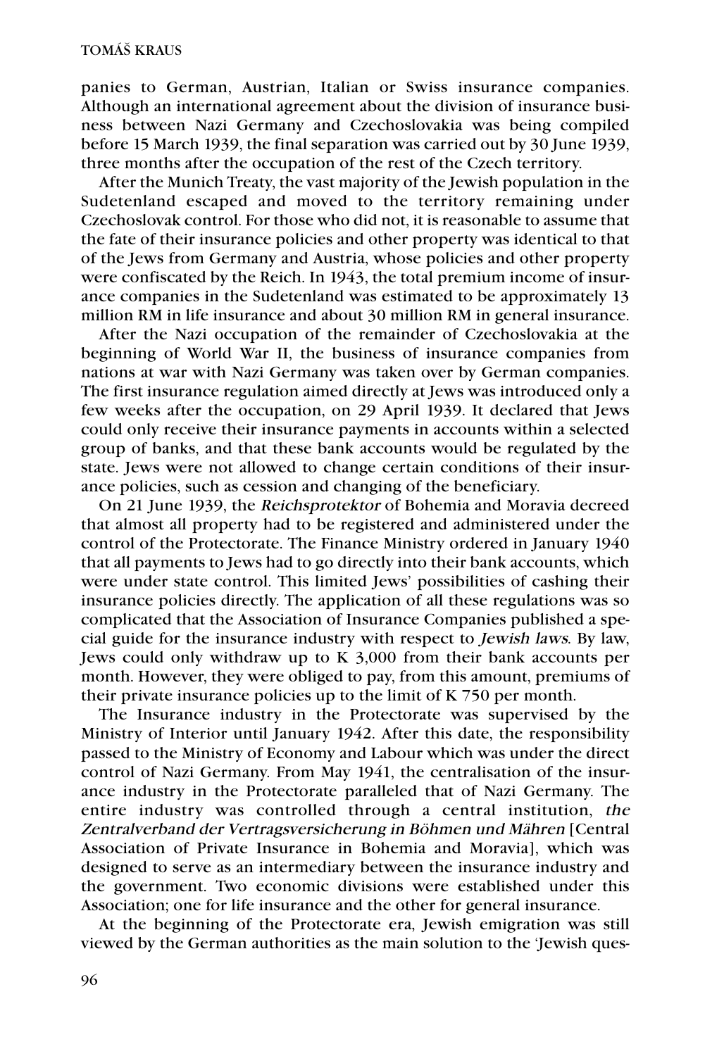panies to German, Austrian, Italian or Swiss insurance companies. Although an international agreement about the division of insurance business between Nazi Germany and Czechoslovakia was being compiled before 15 March 1939, the final separation was carried out by 30 June 1939, three months after the occupation of the rest of the Czech territory.

After the Munich Treaty, the vast majority of the Jewish population in the Sudetenland escaped and moved to the territory remaining under Czechoslovak control. For those who did not, it is reasonable to assume that the fate of their insurance policies and other property was identical to that of the Jews from Germany and Austria, whose policies and other property were confiscated by the Reich. In 1943, the total premium income of insurance companies in the Sudetenland was estimated to be approximately 13 million RM in life insurance and about 30 million RM in general insurance.

After the Nazi occupation of the remainder of Czechoslovakia at the beginning of World War II, the business of insurance companies from nations at war with Nazi Germany was taken over by German companies. The first insurance regulation aimed directly at Jews was introduced only a few weeks after the occupation, on 29 April 1939. It declared that Jews could only receive their insurance payments in accounts within a selected group of banks, and that these bank accounts would be regulated by the state. Jews were not allowed to change certain conditions of their insurance policies, such as cession and changing of the beneficiary.

On 21 June 1939, the *Reichsprotektor* of Bohemia and Moravia decreed that almost all property had to be registered and administered under the control of the Protectorate. The Finance Ministry ordered in January 1940 that all payments to Jews had to go directly into their bank accounts, which were under state control. This limited Jews' possibilities of cashing their insurance policies directly. The application of all these regulations was so complicated that the Association of Insurance Companies published a special guide for the insurance industry with respect to *Jewish laws*. By law, Jews could only withdraw up to K 3,000 from their bank accounts per month. However, they were obliged to pay, from this amount, premiums of their private insurance policies up to the limit of K 750 per month.

The Insurance industry in the Protectorate was supervised by the Ministry of Interior until January 1942. After this date, the responsibility passed to the Ministry of Economy and Labour which was under the direct control of Nazi Germany. From May 1941, the centralisation of the insurance industry in the Protectorate paralleled that of Nazi Germany. The entire industry was controlled through a central institution, *the Zentralverband der Vertragsversicherung in Böhmen und Mähren* [Central Association of Private Insurance in Bohemia and Moravia], which was designed to serve as an intermediary between the insurance industry and the government. Two economic divisions were established under this Association; one for life insurance and the other for general insurance.

At the beginning of the Protectorate era, Jewish emigration was still viewed by the German authorities as the main solution to the 'Jewish ques-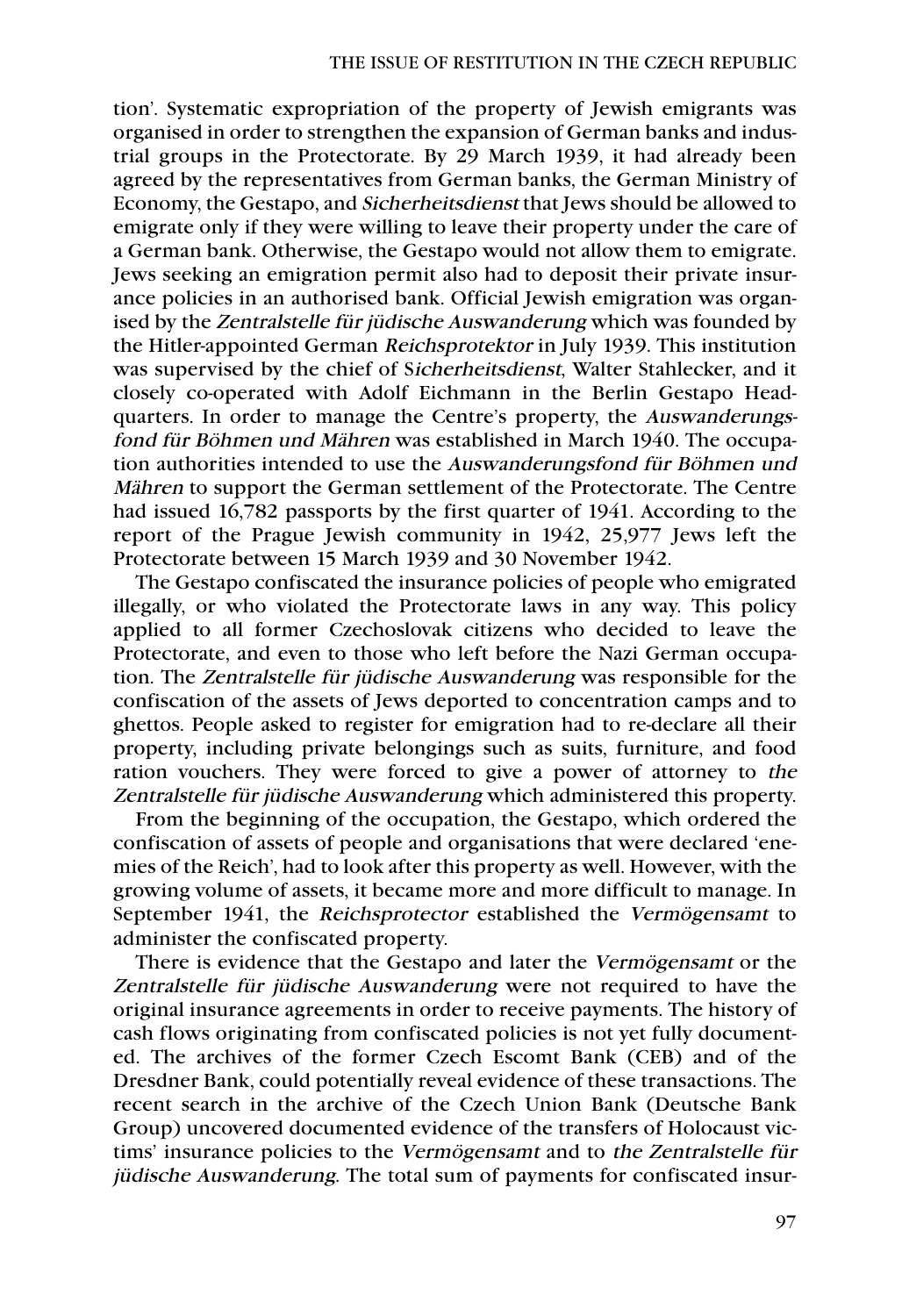tion'. Systematic expropriation of the property of Jewish emigrants was organised in order to strengthen the expansion of German banks and industrial groups in the Protectorate. By 29 March 1939, it had already been agreed by the representatives from German banks, the German Ministry of Economy, the Gestapo, and *Sicherheitsdienst* that Jews should be allowed to emigrate only if they were willing to leave their property under the care of a German bank. Otherwise, the Gestapo would not allow them to emigrate. Jews seeking an emigration permit also had to deposit their private insurance policies in an authorised bank. Official Jewish emigration was organised by the *Zentralstelle für jüdische Auswanderung* which was founded by the Hitler-appointed German *Reichsprotektor* in July 1939. This institution was supervised by the chief of S*icherheitsdienst*, Walter Stahlecker, and it closely co-operated with Adolf Eichmann in the Berlin Gestapo Headquarters. In order to manage the Centre's property, the *Auswanderungsfond für Böhmen und Mähren* was established in March 1940. The occupation authorities intended to use the *Auswanderungsfond für Böhmen und Mähren* to support the German settlement of the Protectorate. The Centre had issued 16,782 passports by the first quarter of 1941. According to the report of the Prague Jewish community in 1942, 25,977 Jews left the Protectorate between 15 March 1939 and 30 November 1942.

The Gestapo confiscated the insurance policies of people who emigrated illegally, or who violated the Protectorate laws in any way. This policy applied to all former Czechoslovak citizens who decided to leave the Protectorate, and even to those who left before the Nazi German occupation. The *Zentralstelle für jüdische Auswanderung* was responsible for the confiscation of the assets of Jews deported to concentration camps and to ghettos. People asked to register for emigration had to re-declare all their property, including private belongings such as suits, furniture, and food ration vouchers. They were forced to give a power of attorney to *the Zentralstelle für jüdische Auswanderung* which administered this property.

From the beginning of the occupation, the Gestapo, which ordered the confiscation of assets of people and organisations that were declared 'enemies of the Reich', had to look after this property as well. However, with the growing volume of assets, it became more and more difficult to manage. In September 1941, the *Reichsprotector* established the *Vermögensamt* to administer the confiscated property.

There is evidence that the Gestapo and later the *Vermögensamt* or the *Zentralstelle für jüdische Auswanderung* were not required to have the original insurance agreements in order to receive payments. The history of cash flows originating from confiscated policies is not yet fully documented. The archives of the former Czech Escomt Bank (CEB) and of the Dresdner Bank, could potentially reveal evidence of these transactions. The recent search in the archive of the Czech Union Bank (Deutsche Bank Group) uncovered documented evidence of the transfers of Holocaust victims' insurance policies to the *Vermögensamt* and to *the Zentralstelle für jüdische Auswanderung*. The total sum of payments for confiscated insur-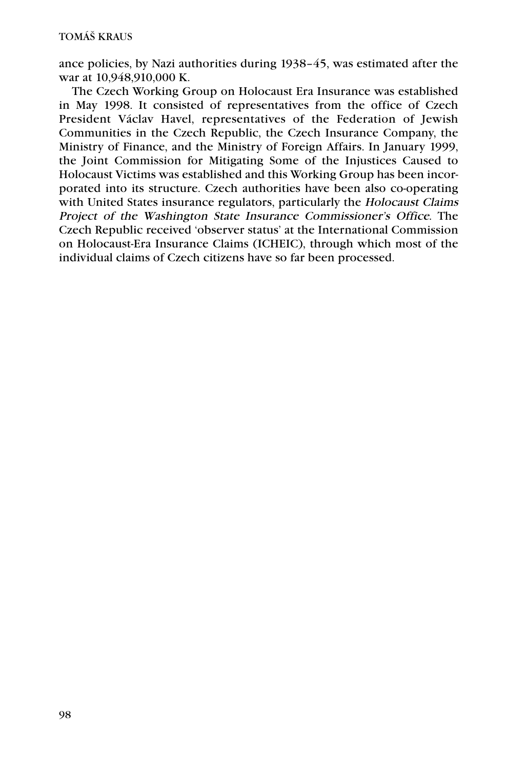ance policies, by Nazi authorities during 1938–45, was estimated after the war at 10,948,910,000 K.

The Czech Working Group on Holocaust Era Insurance was established in May 1998. It consisted of representatives from the office of Czech President Václav Havel, representatives of the Federation of Jewish Communities in the Czech Republic, the Czech Insurance Company, the Ministry of Finance, and the Ministry of Foreign Affairs. In January 1999, the Joint Commission for Mitigating Some of the Injustices Caused to Holocaust Victims was established and this Working Group has been incorporated into its structure. Czech authorities have been also co-operating with United States insurance regulators, particularly the *Holocaust Claims Project of the Washington State Insurance Commissioner's Office*. The Czech Republic received 'observer status' at the International Commission on Holocaust-Era Insurance Claims (ICHEIC), through which most of the individual claims of Czech citizens have so far been processed.